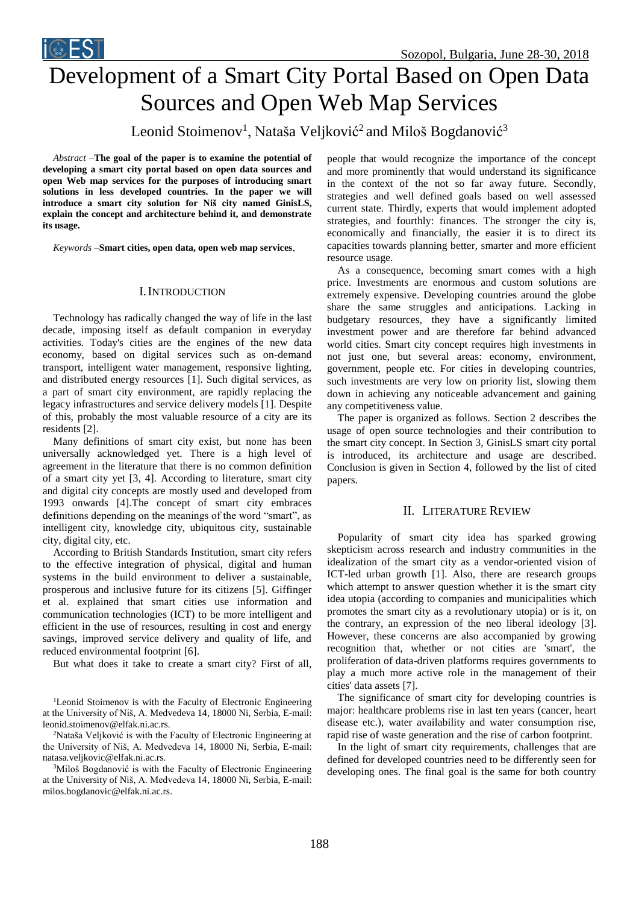# Development of a Smart City Portal Based on Open Data Sources and Open Web Map Services

Leonid Stoimenov[1], Nataša Veljković[2] and Miloš Bogdanović[3]

*Abstract* –**The goal of the paper is to examine the potential of developing a smart city portal based on open data sources and open Web map services for the purposes of introducing smart solutions in less developed countries. In the paper we will introduce a smart city solution for Niš city named GinisLS, explain the concept and architecture behind it, and demonstrate its usage.**

*Keywords* –**Smart cities, open data, open web map services**.

## I. INTRODUCTION

Technology has radically changed the way of life in the last decade, imposing itself as default companion in everyday activities. Today's cities are the engines of the new data economy, based on digital services such as on-demand transport, intelligent water management, responsive lighting, and distributed energy resources [1]. Such digital services, as a part of smart city environment, are rapidly replacing the legacy infrastructures and service delivery models [1]. Despite of this, probably the most valuable resource of a city are its residents [2].

Many definitions of smart city exist, but none has been universally acknowledged yet. There is a high level of agreement in the literature that there is no common definition of a smart city yet [3, 4]. According to literature, smart city and digital city concepts are mostly used and developed from 1993 onwards [4].The concept of smart city embraces definitions depending on the meanings of the word "smart", as intelligent city, knowledge city, ubiquitous city, sustainable city, digital city, etc.

According to British Standards Institution, smart city refers to the effective integration of physical, digital and human systems in the build environment to deliver a sustainable, prosperous and inclusive future for its citizens [5]. Giffinger et al. explained that smart cities use information and communication technologies (ICT) to be more intelligent and efficient in the use of resources, resulting in cost and energy savings, improved service delivery and quality of life, and reduced environmental footprint [6].

But what does it take to create a smart city? First of all, people that would recognize the importance of the concept and more prominently that would understand its significance in the context of the not so far away future. Secondly, strategies and well defined goals based on well assessed current state. Thirdly, experts that would implement adopted strategies, and fourthly: finances. The stronger the city is, economically and financially, the easier it is to direct its capacities towards planning better, smarter and more efficient resource usage.

As a consequence, becoming smart comes with a high price. Investments are enormous and custom solutions are extremely expensive. Developing countries around the globe share the same struggles and anticipations. Lacking in budgetary resources, they have a significantly limited investment power and are therefore far behind advanced world cities. Smart city concept requires high investments in not just one, but several areas: economy, environment, government, people etc. For cities in developing countries, such investments are very low on priority list, slowing them down in achieving any noticeable advancement and gaining any competitiveness value.

The paper is organized as follows. Section 2 describes the usage of open source technologies and their contribution to the smart city concept. In Section 3, GinisLS smart city portal is introduced, its architecture and usage are described. Conclusion is given in Section 4, followed by the list of cited papers.

## II. LITERATURE REVIEW

Popularity of smart city idea has sparked growing skepticism across research and industry communities in the idealization of the smart city as a vendor-oriented vision of ICT-led urban growth [1]. Also, there are research groups which attempt to answer question whether it is the smart city idea utopia (according to companies and municipalities which promotes the smart city as a revolutionary utopia) or is it, on the contrary, an expression of the neo liberal ideology [3]. However, these concerns are also accompanied by growing recognition that, whether or not cities are 'smart', the proliferation of data-driven platforms requires governments to play a much more active role in the management of their cities' data assets [7].

The significance of smart city for developing countries is major: healthcare problems rise in last ten years (cancer, heart disease etc.), water availability and water consumption rise, rapid rise of waste generation and the rise of carbon footprint.

In the light of smart city requirements, challenges that are defined for developed countries need to be differently seen for developing ones. The final goal is the same for both country

[1]Leonid Stoimenov is with the Faculty of Electronic Engineering at the University of Niš, A. Medvedeva 14, 18000 Ni, Serbia, E-mail: leonid.stoimenov@elfak.ni.ac.rs.

[2]Nataša Veljković is with the Faculty of Electronic Engineering at the University of Niš, A. Medvedeva 14, 18000 Ni, Serbia, E-mail: natasa.veljkovic@elfak.ni.ac.rs.

[3]Miloš Bogdanović is with the Faculty of Electronic Engineering at the University of Niš, A. Medvedeva 14, 18000 Ni, Serbia, E-mail: milos.bogdanovic@elfak.ni.ac.rs.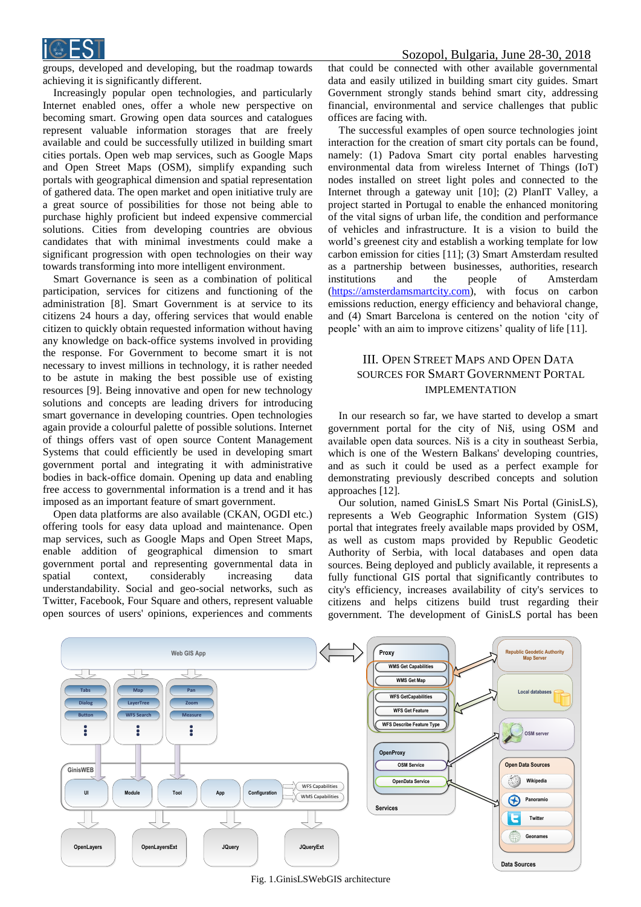groups, developed and developing, but the roadmap towards achieving it is significantly different.

Increasingly popular open technologies, and particularly Internet enabled ones, offer a whole new perspective on becoming smart. Growing open data sources and catalogues represent valuable information storages that are freely available and could be successfully utilized in building smart cities portals. Open web map services, such as Google Maps and Open Street Maps (OSM), simplify expanding such portals with geographical dimension and spatial representation of gathered data. The open market and open initiative truly are a great source of possibilities for those not being able to purchase highly proficient but indeed expensive commercial solutions. Cities from developing countries are obvious candidates that with minimal investments could make a significant progression with open technologies on their way towards transforming into more intelligent environment.

Smart Governance is seen as a combination of political participation, services for citizens and functioning of the administration [8]. Smart Government is at service to its citizens 24 hours a day, offering services that would enable citizen to quickly obtain requested information without having any knowledge on back-office systems involved in providing the response. For Government to become smart it is not necessary to invest millions in technology, it is rather needed to be astute in making the best possible use of existing resources [9]. Being innovative and open for new technology solutions and concepts are leading drivers for introducing smart governance in developing countries. Open technologies again provide a colourful palette of possible solutions. Internet of things offers vast of open source Content Management Systems that could efficiently be used in developing smart government portal and integrating it with administrative bodies in back-office domain. Opening up data and enabling free access to governmental information is a trend and it has imposed as an important feature of smart government.

Open data platforms are also available (CKAN, OGDI etc.) offering tools for easy data upload and maintenance. Open map services, such as Google Maps and Open Street Maps, enable addition of geographical dimension to smart government portal and representing governmental data in spatial context, considerably increasing data understandability. Social and geo-social networks, such as Twitter, Facebook, Four Square and others, represent valuable open sources of users' opinions, experiences and comments that could be connected with other available governmental data and easily utilized in building smart city guides. Smart Government strongly stands behind smart city, addressing financial, environmental and service challenges that public offices are facing with.

The successful examples of open source technologies joint interaction for the creation of smart city portals can be found, namely: (1) Padova Smart city portal enables harvesting environmental data from wireless Internet of Things (IoT) nodes installed on street light poles and connected to the Internet through a gateway unit [10]; (2) PlanIT Valley, a project started in Portugal to enable the enhanced monitoring of the vital signs of urban life, the condition and performance of vehicles and infrastructure. It is a vision to build the world's greenest city and establish a working template for low carbon emission for cities [11]; (3) Smart Amsterdam resulted as a partnership between businesses, authorities, research institutions and the people of Amsterdam (https://amsterdamsmartcity.com), with focus on carbon emissions reduction, energy efficiency and behavioral change, and (4) Smart Barcelona is centered on the notion 'city of people' with an aim to improve citizens' quality of life [11].

## III. Open Street Maps and Open Data Sources for Smart Government Portal Implementation

In our research so far, we have started to develop a smart government portal for the city of Niš, using OSM and available open data sources. Niš is a city in southeast Serbia, which is one of the Western Balkans' developing countries, and as such it could be used as a perfect example for demonstrating previously described concepts and solution approaches [12].

Our solution, named GinisLS Smart Nis Portal (GinisLS), represents a Web Geographic Information System (GIS) portal that integrates freely available maps provided by OSM, as well as custom maps provided by Republic Geodetic Authority of Serbia, with local databases and open data sources. Being deployed and publicly available, it represents a fully functional GIS portal that significantly contributes to city's efficiency, increases availability of city's services to citizens and helps citizens build trust regarding their government. The development of GinisLS portal has been

Fig. 1.GinisLSWebGIS architecture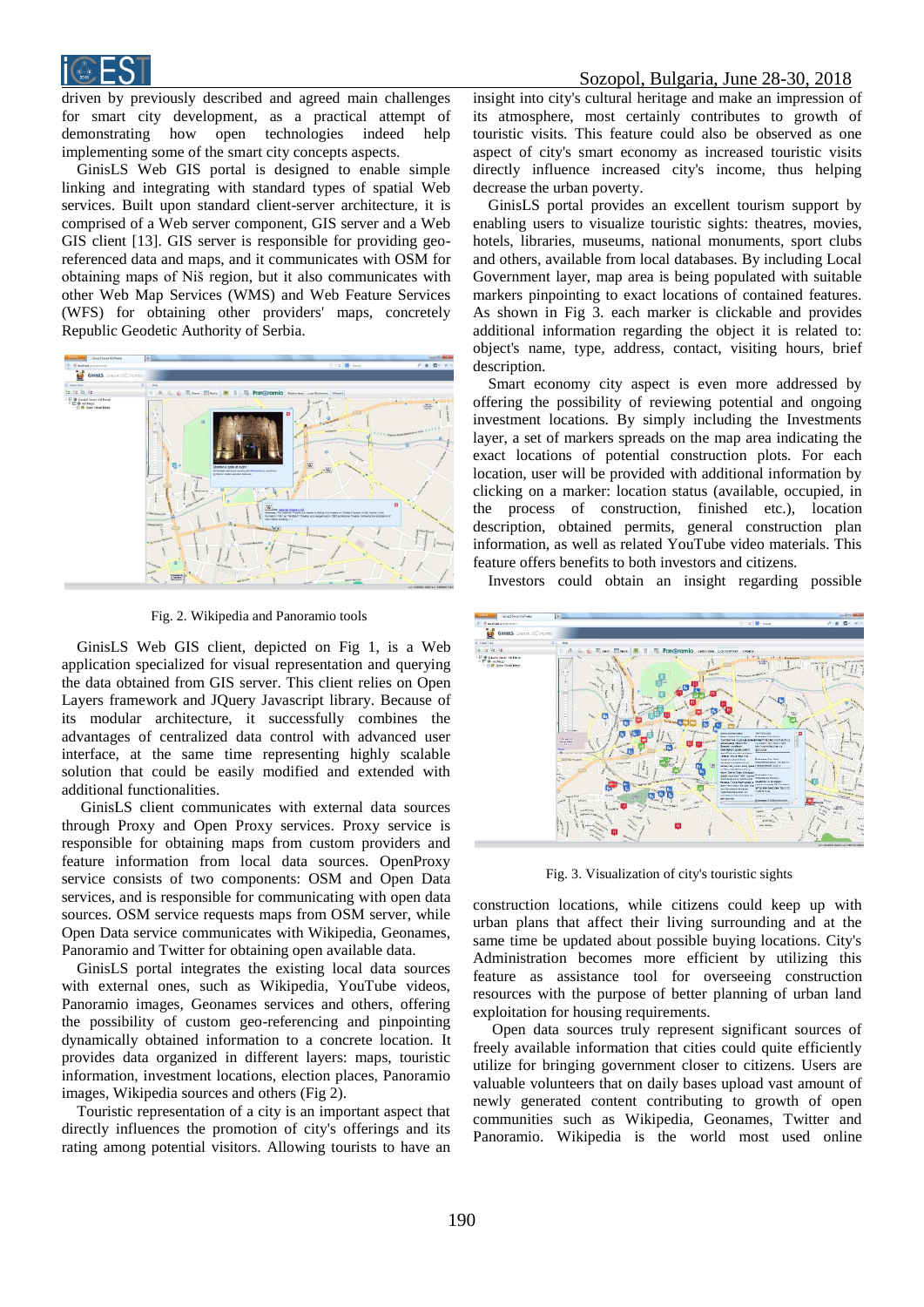driven by previously described and agreed main challenges for smart city development, as a practical attempt of demonstrating how open technologies indeed help implementing some of the smart city concepts aspects.

GinisLS Web GIS portal is designed to enable simple linking and integrating with standard types of spatial Web services. Built upon standard client-server architecture, it is comprised of a Web server component, GIS server and a Web GIS client [13]. GIS server is responsible for providing geo-referenced data and maps, and it communicates with OSM for obtaining maps of Niš region, but it also communicates with other Web Map Services (WMS) and Web Feature Services (WFS) for obtaining other providers' maps, concretely Republic Geodetic Authority of Serbia.

Fig. 2. Wikipedia and Panoramio tools

GinisLS Web GIS client, depicted on Fig 1, is a Web application specialized for visual representation and querying the data obtained from GIS server. This client relies on Open Layers framework and JQuery Javascript library. Because of its modular architecture, it successfully combines the advantages of centralized data control with advanced user interface, at the same time representing highly scalable solution that could be easily modified and extended with additional functionalities.

GinisLS client communicates with external data sources through Proxy and Open Proxy services. Proxy service is responsible for obtaining maps from custom providers and feature information from local data sources. OpenProxy service consists of two components: OSM and Open Data services, and is responsible for communicating with open data sources. OSM service requests maps from OSM server, while Open Data service communicates with Wikipedia, Geonames, Panoramio and Twitter for obtaining open available data.

GinisLS portal integrates the existing local data sources with external ones, such as Wikipedia, YouTube videos, Panoramio images, Geonames services and others, offering the possibility of custom geo-referencing and pinpointing dynamically obtained information to a concrete location. It provides data organized in different layers: maps, touristic information, investment locations, election places, Panoramio images, Wikipedia sources and others (Fig 2).

Touristic representation of a city is an important aspect that directly influences the promotion of city's offerings and its rating among potential visitors. Allowing tourists to have an insight into city's cultural heritage and make an impression of its atmosphere, most certainly contributes to growth of touristic visits. This feature could also be observed as one aspect of city's smart economy as increased touristic visits directly influence increased city's income, thus helping decrease the urban poverty.

GinisLS portal provides an excellent tourism support by enabling users to visualize touristic sights: theatres, movies, hotels, libraries, museums, national monuments, sport clubs and others, available from local databases. By including Local Government layer, map area is being populated with suitable markers pinpointing to exact locations of contained features. As shown in Fig 3. each marker is clickable and provides additional information regarding the object it is related to: object's name, type, address, contact, visiting hours, brief description.

Smart economy city aspect is even more addressed by offering the possibility of reviewing potential and ongoing investment locations. By simply including the Investments layer, a set of markers spreads on the map area indicating the exact locations of potential construction plots. For each location, user will be provided with additional information by clicking on a marker: location status (available, occupied, in the process of construction, finished etc.), location description, obtained permits, general construction plan information, as well as related YouTube video materials. This feature offers benefits to both investors and citizens.

Investors could obtain an insight regarding possible construction locations, while citizens could keep up with urban plans that affect their living surrounding and at the same time be updated about possible buying locations. City's Administration becomes more efficient by utilizing this feature as assistance tool for overseeing construction resources with the purpose of better planning of urban land exploitation for housing requirements.

Fig. 3. Visualization of city's touristic sights

Open data sources truly represent significant sources of freely available information that cities could quite efficiently utilize for bringing government closer to citizens. Users are valuable volunteers that on daily bases upload vast amount of newly generated content contributing to growth of open communities such as Wikipedia, Geonames, Twitter and Panoramio. Wikipedia is the world most used online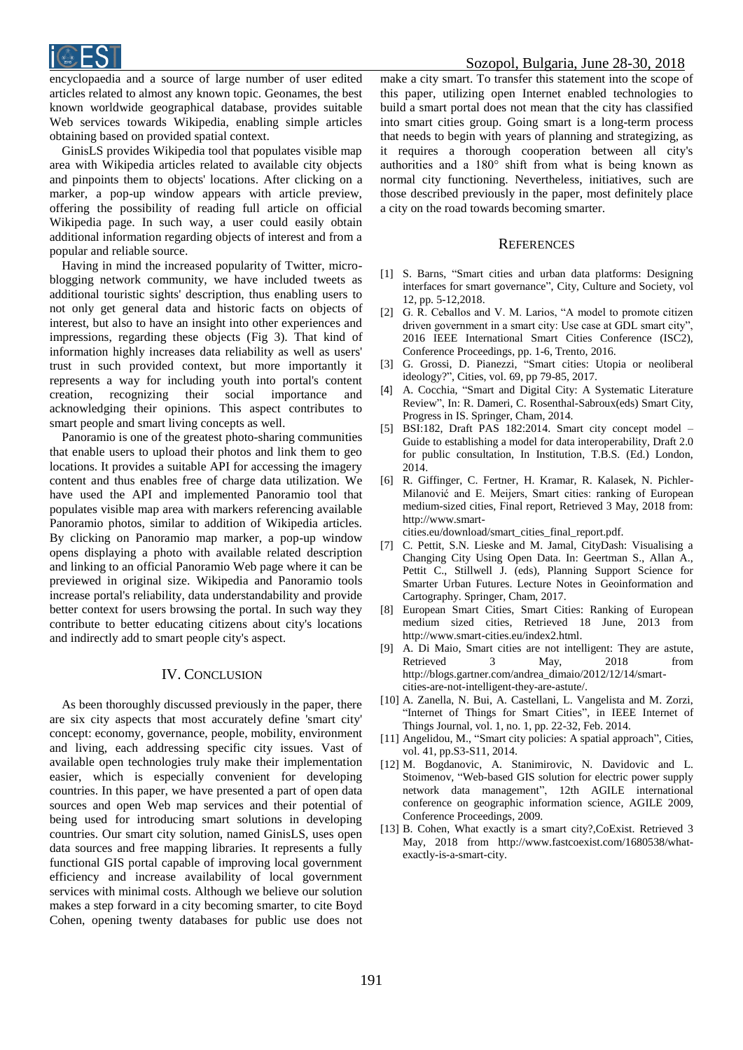encyclopaedia and a source of large number of user edited articles related to almost any known topic. Geonames, the best known worldwide geographical database, provides suitable Web services towards Wikipedia, enabling simple articles obtaining based on provided spatial context.

GinisLS provides Wikipedia tool that populates visible map area with Wikipedia articles related to available city objects and pinpoints them to objects' locations. After clicking on a marker, a pop-up window appears with article preview, offering the possibility of reading full article on official Wikipedia page. In such way, a user could easily obtain additional information regarding objects of interest and from a popular and reliable source.

Having in mind the increased popularity of Twitter, micro-blogging network community, we have included tweets as additional touristic sights' description, thus enabling users to not only get general data and historic facts on objects of interest, but also to have an insight into other experiences and impressions, regarding these objects (Fig 3). That kind of information highly increases data reliability as well as users' trust in such provided context, but more importantly it represents a way for including youth into portal's content creation, recognizing their social importance and acknowledging their opinions. This aspect contributes to smart people and smart living concepts as well.

Panoramio is one of the greatest photo-sharing communities that enable users to upload their photos and link them to geo locations. It provides a suitable API for accessing the imagery content and thus enables free of charge data utilization. We have used the API and implemented Panoramio tool that populates visible map area with markers referencing available Panoramio photos, similar to addition of Wikipedia articles. By clicking on Panoramio map marker, a pop-up window opens displaying a photo with available related description and linking to an official Panoramio Web page where it can be previewed in original size. Wikipedia and Panoramio tools increase portal's reliability, data understandability and provide better context for users browsing the portal. In such way they contribute to better educating citizens about city's locations and indirectly add to smart people city's aspect.

## IV. Conclusion

As been thoroughly discussed previously in the paper, there are six city aspects that most accurately define 'smart city' concept: economy, governance, people, mobility, environment and living, each addressing specific city issues. Vast of available open technologies truly make their implementation easier, which is especially convenient for developing countries. In this paper, we have presented a part of open data sources and open Web map services and their potential of being used for introducing smart solutions in developing countries. Our smart city solution, named GinisLS, uses open data sources and free mapping libraries. It represents a fully functional GIS portal capable of improving local government efficiency and increase availability of local government services with minimal costs. Although we believe our solution makes a step forward in a city becoming smarter, to cite Boyd Cohen, opening twenty databases for public use does not make a city smart. To transfer this statement into the scope of this paper, utilizing open Internet enabled technologies to build a smart portal does not mean that the city has classified into smart cities group. Going smart is a long-term process that needs to begin with years of planning and strategizing, as it requires a thorough cooperation between all city's authorities and a 180° shift from what is being known as normal city functioning. Nevertheless, initiatives, such are those described previously in the paper, most definitely place a city on the road towards becoming smarter.

## References

[1] S. Barns, “Smart cities and urban data platforms: Designing interfaces for smart governance”, City, Culture and Society, vol 12, pp. 5-12,2018.

[2] G. R. Ceballos and V. M. Larios, “A model to promote citizen driven government in a smart city: Use case at GDL smart city”, 2016 IEEE International Smart Cities Conference (ISC2), Conference Proceedings, pp. 1-6, Trento, 2016.

[3] G. Grossi, D. Pianezzi, “Smart cities: Utopia or neoliberal ideology?”, Cities, vol. 69, pp 79-85, 2017.

[4] A. Cocchia, “Smart and Digital City: A Systematic Literature Review”, In: R. Dameri, C. Rosenthal-Sabroux(eds) Smart City, Progress in IS. Springer, Cham, 2014.

[5] BSI:182, Draft PAS 182:2014. Smart city concept model – Guide to establishing a model for data interoperability, Draft 2.0 for public consultation, In Institution, T.B.S. (Ed.) London, 2014.

[6] R. Giffinger, C. Fertner, H. Kramar, R. Kalasek, N. Pichler-Milanović and E. Meijers, Smart cities: ranking of European medium-sized cities, Final report, Retrieved 3 May, 2018 from: http://www.smart-cities.eu/download/smart_cities_final_report.pdf.

[7] C. Pettit, S.N. Lieske and M. Jamal, CityDash: Visualising a Changing City Using Open Data. In: Geertman S., Allan A., Pettit C., Stillwell J. (eds), Planning Support Science for Smarter Urban Futures. Lecture Notes in Geoinformation and Cartography. Springer, Cham, 2017.

[8] European Smart Cities, Smart Cities: Ranking of European medium sized cities, Retrieved 18 June, 2013 from http://www.smart-cities.eu/index2.html.

[9] A. Di Maio, Smart cities are not intelligent: They are astute, Retrieved 3 May, 2018 from http://blogs.gartner.com/andrea_dimaio/2012/12/14/smart-cities-are-not-intelligent-they-are-astute/.

[10] A. Zanella, N. Bui, A. Castellani, L. Vangelista and M. Zorzi, “Internet of Things for Smart Cities”, in IEEE Internet of Things Journal, vol. 1, no. 1, pp. 22-32, Feb. 2014.

[11] Angelidou, M., “Smart city policies: A spatial approach”, Cities, vol. 41, pp.S3-S11, 2014.

[12] M. Bogdanovic, A. Stanimirovic, N. Davidovic and L. Stoimenov, “Web-based GIS solution for electric power supply network data management”, 12th AGILE international conference on geographic information science, AGILE 2009, Conference Proceedings, 2009.

[13] B. Cohen, What exactly is a smart city?,CoExist. Retrieved 3 May, 2018 from http://www.fastcoexist.com/1680538/what-exactly-is-a-smart-city.